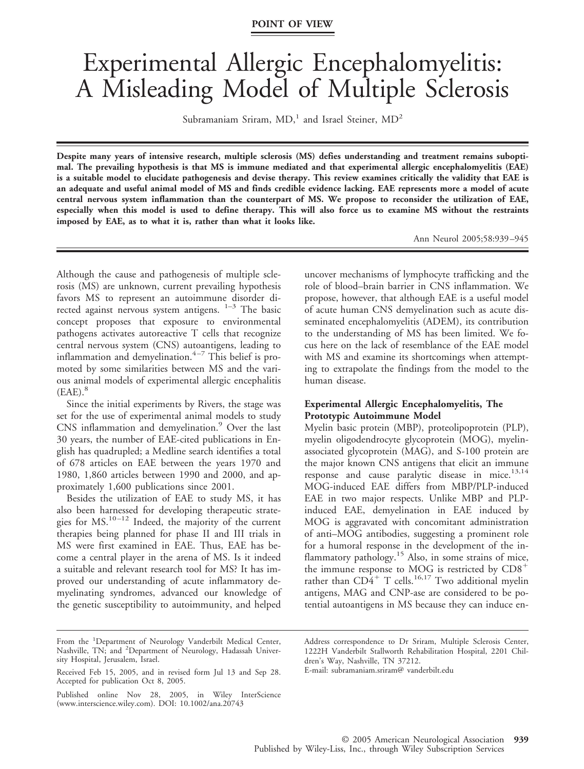POINT OF VIEW

# Experimental Allergic Encephalomyelitis: A Misleading Model of Multiple Sclerosis

Subramaniam Sriram, MD,[1] and Israel Steiner, MD[2]

**Despite many years of intensive research, multiple sclerosis (MS) defies understanding and treatment remains suboptimal. The prevailing hypothesis is that MS is immune mediated and that experimental allergic encephalomyelitis (EAE) is a suitable model to elucidate pathogenesis and devise therapy. This review examines critically the validity that EAE is an adequate and useful animal model of MS and finds credible evidence lacking. EAE represents more a model of acute central nervous system inflammation than the counterpart of MS. We propose to reconsider the utilization of EAE, especially when this model is used to define therapy. This will also force us to examine MS without the restraints imposed by EAE, as to what it is, rather than what it looks like.**

Ann Neurol 2005;58:939–945

Although the cause and pathogenesis of multiple sclerosis (MS) are unknown, current prevailing hypothesis favors MS to represent an autoimmune disorder directed against nervous system antigens.[1–3] The basic concept proposes that exposure to environmental pathogens activates autoreactive T cells that recognize central nervous system (CNS) autoantigens, leading to inflammation and demyelination.[4–7] This belief is promoted by some similarities between MS and the various animal models of experimental allergic encephalitis (EAE).[8]

Since the initial experiments by Rivers, the stage was set for the use of experimental animal models to study CNS inflammation and demyelination.[9] Over the last 30 years, the number of EAE-cited publications in English has quadrupled; a Medline search identifies a total of 678 articles on EAE between the years 1970 and 1980, 1,860 articles between 1990 and 2000, and approximately 1,600 publications since 2001.

Besides the utilization of EAE to study MS, it has also been harnessed for developing therapeutic strategies for MS.[10–12] Indeed, the majority of the current therapies being planned for phase II and III trials in MS were first examined in EAE. Thus, EAE has become a central player in the arena of MS. Is it indeed a suitable and relevant research tool for MS? It has improved our understanding of acute inflammatory demyelinating syndromes, advanced our knowledge of the genetic susceptibility to autoimmunity, and helped uncover mechanisms of lymphocyte trafficking and the role of blood–brain barrier in CNS inflammation. We propose, however, that although EAE is a useful model of acute human CNS demyelination such as acute disseminated encephalomyelitis (ADEM), its contribution to the understanding of MS has been limited. We focus here on the lack of resemblance of the EAE model with MS and examine its shortcomings when attempting to extrapolate the findings from the model to the human disease.

## Experimental Allergic Encephalomyelitis, The Prototypic Autoimmune Model

Myelin basic protein (MBP), proteolipoprotein (PLP), myelin oligodendrocyte glycoprotein (MOG), myelin-associated glycoprotein (MAG), and S-100 protein are the major known CNS antigens that elicit an immune response and cause paralytic disease in mice.[13,14] MOG-induced EAE differs from MBP/PLP-induced EAE in two major respects. Unlike MBP and PLP-induced EAE, demyelination in EAE induced by MOG is aggravated with concomitant administration of anti–MOG antibodies, suggesting a prominent role for a humoral response in the development of the inflammatory pathology.[15] Also, in some strains of mice, the immune response to MOG is restricted by $CD8^+$ rather than $CD4^+$ T cells.[16,17] Two additional myelin antigens, MAG and CNP-ase are considered to be potential autoantigens in MS because they can induce en-

From the [1]Department of Neurology Vanderbilt Medical Center, Nashville, TN; and [2]Department of Neurology, Hadassah University Hospital, Jerusalem, Israel.

Received Feb 15, 2005, and in revised form Jul 13 and Sep 28. Accepted for publication Oct 8, 2005.

Published online Nov 28, 2005, in Wiley InterScience (www.interscience.wiley.com). DOI: 10.1002/ana.20743

Address correspondence to Dr Sriram, Multiple Sclerosis Center, 1222H Vanderbilt Stallworth Rehabilitation Hospital, 2201 Children's Way, Nashville, TN 37212.
E-mail: subramaniam.sriram@ vanderbilt.edu

© 2005 American Neurological Association
Published by Wiley-Liss, Inc., through Wiley Subscription Services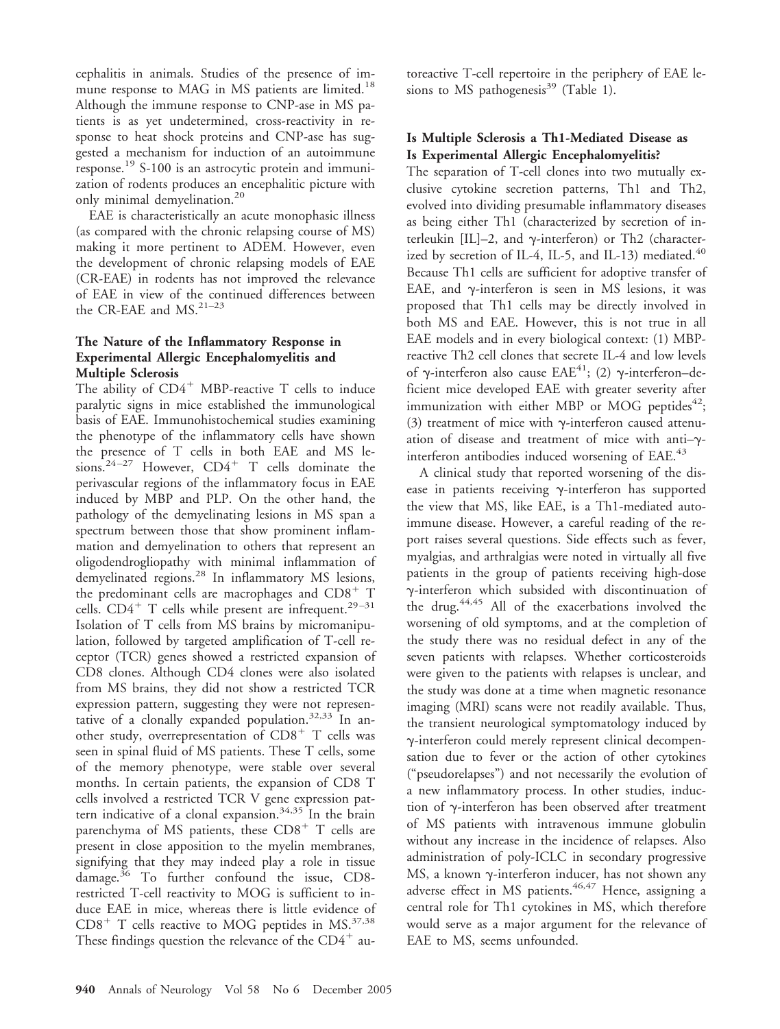cephalitis in animals. Studies of the presence of immune response to MAG in MS patients are limited.[18] Although the immune response to CNP-ase in MS patients is as yet undetermined, cross-reactivity in response to heat shock proteins and CNP-ase has suggested a mechanism for induction of an autoimmune response.[19] S-100 is an astrocytic protein and immunization of rodents produces an encephalitic picture with only minimal demyelination.[20]

EAE is characteristically an acute monophasic illness (as compared with the chronic relapsing course of MS) making it more pertinent to ADEM. However, even the development of chronic relapsing models of EAE (CR-EAE) in rodents has not improved the relevance of EAE in view of the continued differences between the CR-EAE and MS.[21–23]

### The Nature of the Inflammatory Response in Experimental Allergic Encephalomyelitis and Multiple Sclerosis

The ability of $CD4^+$ MBP-reactive T cells to induce paralytic signs in mice established the immunological basis of EAE. Immunohistochemical studies examining the phenotype of the inflammatory cells have shown the presence of T cells in both EAE and MS lesions.[24–27] However, $CD4^+$ T cells dominate the perivascular regions of the inflammatory focus in EAE induced by MBP and PLP. On the other hand, the pathology of the demyelinating lesions in MS span a spectrum between those that show prominent inflammation and demyelination to others that represent an oligodendrogliopathy with minimal inflammation of demyelinated regions.[28] In inflammatory MS lesions, the predominant cells are macrophages and $CD8^+$ T cells. $CD4^+$ T cells while present are infrequent.[29–31] Isolation of T cells from MS brains by micromanipulation, followed by targeted amplification of T-cell receptor (TCR) genes showed a restricted expansion of CD8 clones. Although CD4 clones were also isolated from MS brains, they did not show a restricted TCR expression pattern, suggesting they were not representative of a clonally expanded population.[32,33] In another study, overrepresentation of $CD8^+$ T cells was seen in spinal fluid of MS patients. These T cells, some of the memory phenotype, were stable over several months. In certain patients, the expansion of CD8 T cells involved a restricted TCR V gene expression pattern indicative of a clonal expansion.[34,35] In the brain parenchyma of MS patients, these $CD8^+$ T cells are present in close apposition to the myelin membranes, signifying that they may indeed play a role in tissue damage.[36] To further confound the issue, CD8-restricted T-cell reactivity to MOG is sufficient to induce EAE in mice, whereas there is little evidence of $CD8^+$ T cells reactive to MOG peptides in MS.[37,38] These findings question the relevance of the $CD4^+$ autoreactive T-cell repertoire in the periphery of EAE lesions to MS pathogenesis[39] (Table 1).

### Is Multiple Sclerosis a Th1-Mediated Disease as Is Experimental Allergic Encephalomyelitis?

The separation of T-cell clones into two mutually exclusive cytokine secretion patterns, Th1 and Th2, evolved into dividing presumable inflammatory diseases as being either Th1 (characterized by secretion of interleukin [IL]–2, and γ-interferon) or Th2 (characterized by secretion of IL-4, IL-5, and IL-13) mediated.[40] Because Th1 cells are sufficient for adoptive transfer of EAE, and γ-interferon is seen in MS lesions, it was proposed that Th1 cells may be directly involved in both MS and EAE. However, this is not true in all EAE models and in every biological context: (1) MBP-reactive Th2 cell clones that secrete IL-4 and low levels of γ-interferon also cause EAE[41]; (2) γ-interferon–deficient mice developed EAE with greater severity after immunization with either MBP or MOG peptides[42]; (3) treatment of mice with γ-interferon caused attenuation of disease and treatment of mice with anti–γ-interferon antibodies induced worsening of EAE.[43]

A clinical study that reported worsening of the disease in patients receiving γ-interferon has supported the view that MS, like EAE, is a Th1-mediated autoimmune disease. However, a careful reading of the report raises several questions. Side effects such as fever, myalgias, and arthralgias were noted in virtually all five patients in the group of patients receiving high-dose γ-interferon which subsided with discontinuation of the drug.[44,45] All of the exacerbations involved the worsening of old symptoms, and at the completion of the study there was no residual defect in any of the seven patients with relapses. Whether corticosteroids were given to the patients with relapses is unclear, and the study was done at a time when magnetic resonance imaging (MRI) scans were not readily available. Thus, the transient neurological symptomatology induced by γ-interferon could merely represent clinical decompensation due to fever or the action of other cytokines ("pseudorelapses") and not necessarily the evolution of a new inflammatory process. In other studies, induction of γ-interferon has been observed after treatment of MS patients with intravenous immune globulin without any increase in the incidence of relapses. Also administration of poly-ICLC in secondary progressive MS, a known γ-interferon inducer, has not shown any adverse effect in MS patients.[46,47] Hence, assigning a central role for Th1 cytokines in MS, which therefore would serve as a major argument for the relevance of EAE to MS, seems unfounded.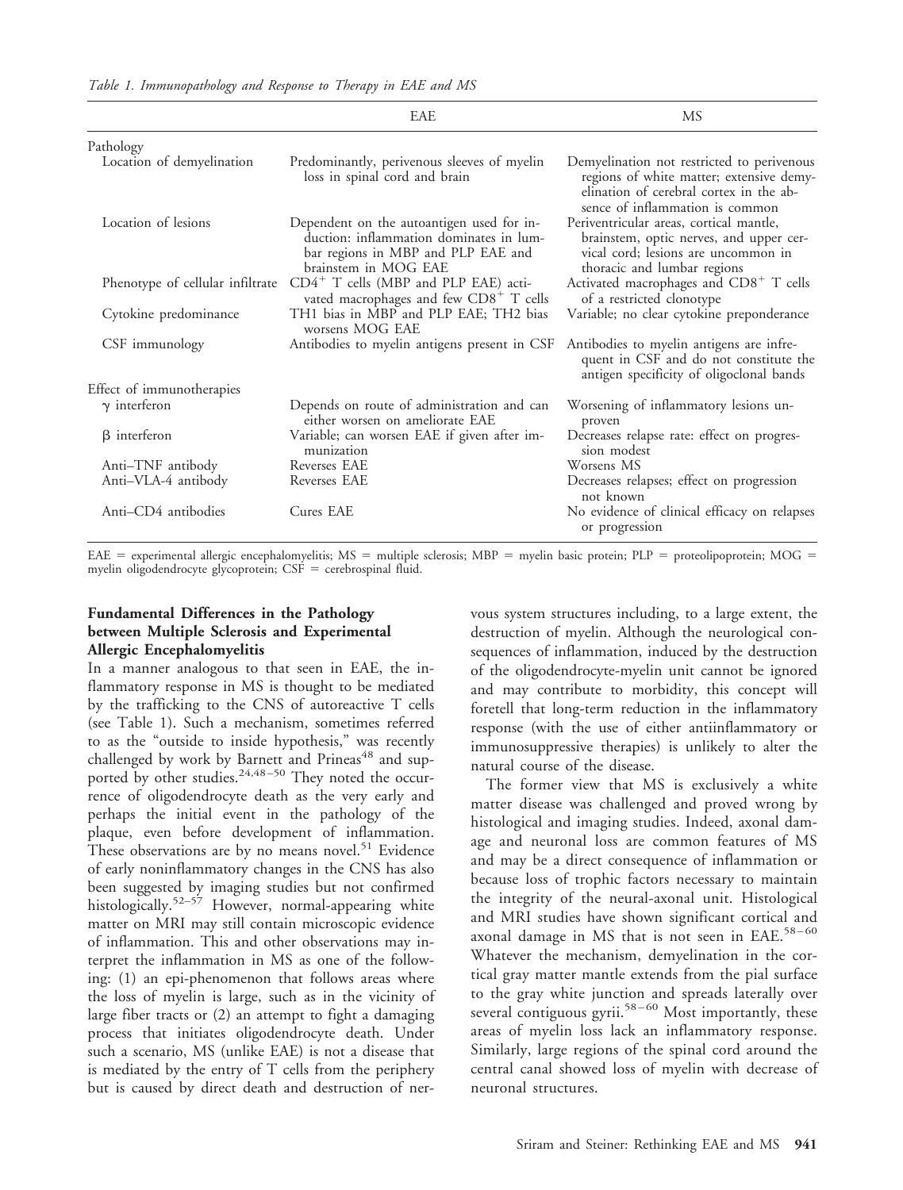*Table 1. Immunopathology and Response to Therapy in EAE and MS*

| | EAE | MS |
|---|---|---|
| Pathology | | |
| Location of demyelination | Predominantly, perivenous sleeves of myelin loss in spinal cord and brain | Demyelination not restricted to perivenous regions of white matter; extensive demyelination of cerebral cortex in the absence of inflammation is common |
| Location of lesions | Dependent on the autoantigen used for induction: inflammation dominates in lumbar regions in MBP and PLP EAE and brainstem in MOG EAE | Periventricular areas, cortical mantle, brainstem, optic nerves, and upper cervical cord; lesions are uncommon in thoracic and lumbar regions |
| Phenotype of cellular infiltrate | $CD4^+$ T cells (MBP and PLP EAE) activated macrophages and few $CD8^+$ T cells | Activated macrophages and $CD8^+$ T cells of a restricted clonotype |
| Cytokine predominance | TH1 bias in MBP and PLP EAE; TH2 bias worsens MOG EAE | Variable; no clear cytokine preponderance |
| CSF immunology | Antibodies to myelin antigens present in CSF | Antibodies to myelin antigens are infrequent in CSF and do not constitute the antigen specificity of oligoclonal bands |
| Effect of immunotherapies | | |
| $\gamma$ interferon | Depends on route of administration and can either worsen on ameliorate EAE | Worsening of inflammatory lesions unproven |
| $\beta$ interferon | Variable; can worsen EAE if given after immunization | Decreases relapse rate: effect on progression modest |
| Anti–TNF antibody | Reverses EAE | Worsens MS |
| Anti–VLA-4 antibody | Reverses EAE | Decreases relapses; effect on progression not known |
| Anti–CD4 antibodies | Cures EAE | No evidence of clinical efficacy on relapses or progression |

EAE = experimental allergic encephalomyelitis; MS = multiple sclerosis; MBP = myelin basic protein; PLP = proteolipoprotein; MOG = myelin oligodendrocyte glycoprotein; CSF = cerebrospinal fluid.

### Fundamental Differences in the Pathology between Multiple Sclerosis and Experimental Allergic Encephalomyelitis

In a manner analogous to that seen in EAE, the inflammatory response in MS is thought to be mediated by the trafficking to the CNS of autoreactive T cells (see Table 1). Such a mechanism, sometimes referred to as the "outside to inside hypothesis," was recently challenged by work by Barnett and Prineas[48] and supported by other studies.[24,48–50] They noted the occurrence of oligodendrocyte death as the very early and perhaps the initial event in the pathology of the plaque, even before development of inflammation. These observations are by no means novel.[51] Evidence of early noninflammatory changes in the CNS has also been suggested by imaging studies but not confirmed histologically.[52–57] However, normal-appearing white matter on MRI may still contain microscopic evidence of inflammation. This and other observations may interpret the inflammation in MS as one of the following: (1) an epi-phenomenon that follows areas where the loss of myelin is large, such as in the vicinity of large fiber tracts or (2) an attempt to fight a damaging process that initiates oligodendrocyte death. Under such a scenario, MS (unlike EAE) is not a disease that is mediated by the entry of T cells from the periphery but is caused by direct death and destruction of nervous system structures including, to a large extent, the destruction of myelin. Although the neurological consequences of inflammation, induced by the destruction of the oligodendrocyte-myelin unit cannot be ignored and may contribute to morbidity, this concept will foretell that long-term reduction in the inflammatory response (with the use of either antiinflammatory or immunosuppressive therapies) is unlikely to alter the natural course of the disease.

The former view that MS is exclusively a white matter disease was challenged and proved wrong by histological and imaging studies. Indeed, axonal damage and neuronal loss are common features of MS and may be a direct consequence of inflammation or because loss of trophic factors necessary to maintain the integrity of the neural-axonal unit. Histological and MRI studies have shown significant cortical and axonal damage in MS that is not seen in EAE.[58–60] Whatever the mechanism, demyelination in the cortical gray matter mantle extends from the pial surface to the gray white junction and spreads laterally over several contiguous gyrii.[58–60] Most importantly, these areas of myelin loss lack an inflammatory response. Similarly, large regions of the spinal cord around the central canal showed loss of myelin with decrease of neuronal structures.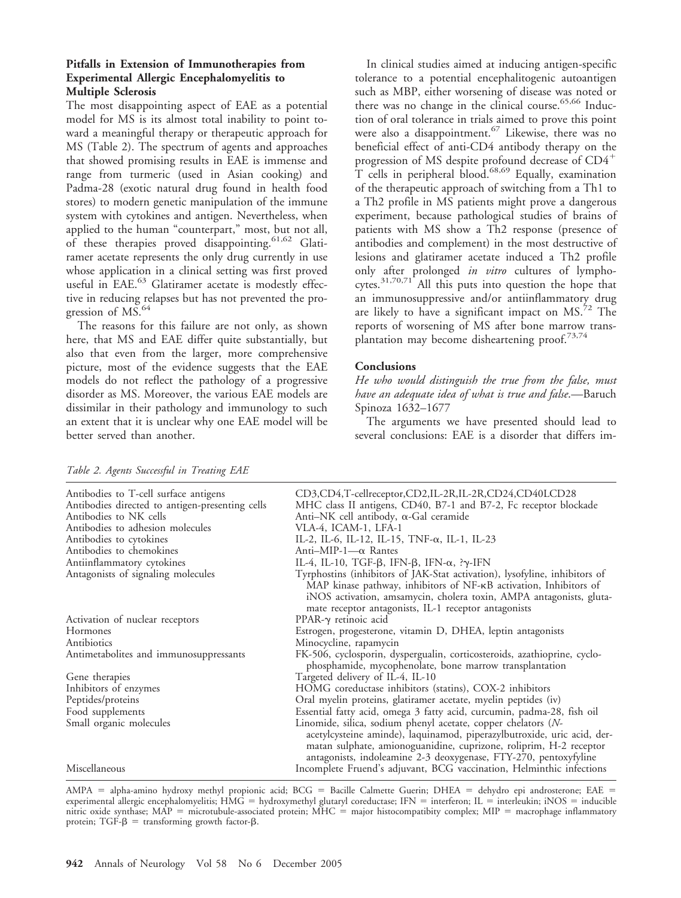### Pitfalls in Extension of Immunotherapies from Experimental Allergic Encephalomyelitis to Multiple Sclerosis

The most disappointing aspect of EAE as a potential model for MS is its almost total inability to point toward a meaningful therapy or therapeutic approach for MS (Table 2). The spectrum of agents and approaches that showed promising results in EAE is immense and range from turmeric (used in Asian cooking) and Padma-28 (exotic natural drug found in health food stores) to modern genetic manipulation of the immune system with cytokines and antigen. Nevertheless, when applied to the human "counterpart," most, but not all, of these therapies proved disappointing.[61,62] Glatiramer acetate represents the only drug currently in use whose application in a clinical setting was first proved useful in EAE.[63] Glatiramer acetate is modestly effective in reducing relapses but has not prevented the progression of MS.[64]

The reasons for this failure are not only, as shown here, that MS and EAE differ quite substantially, but also that even from the larger, more comprehensive picture, most of the evidence suggests that the EAE models do not reflect the pathology of a progressive disorder as MS. Moreover, the various EAE models are dissimilar in their pathology and immunology to such an extent that it is unclear why one EAE model will be better served than another.

In clinical studies aimed at inducing antigen-specific tolerance to a potential encephalitogenic autoantigen such as MBP, either worsening of disease was noted or there was no change in the clinical course.[65,66] Induction of oral tolerance in trials aimed to prove this point were also a disappointment.[67] Likewise, there was no beneficial effect of anti-CD4 antibody therapy on the progression of MS despite profound decrease of $CD4^+$ T cells in peripheral blood.[68,69] Equally, examination of the therapeutic approach of switching from a Th1 to a Th2 profile in MS patients might prove a dangerous experiment, because pathological studies of brains of patients with MS show a Th2 response (presence of antibodies and complement) in the most destructive of lesions and glatiramer acetate induced a Th2 profile only after prolonged *in vitro* cultures of lymphocytes.[31,70,71] All this puts into question the hope that an immunosuppressive and/or antiinflammatory drug are likely to have a significant impact on MS.[72] The reports of worsening of MS after bone marrow transplantation may become disheartening proof.[73,74]

### Conclusions

*He who would distinguish the true from the false, must have an adequate idea of what is true and false.*—Baruch Spinoza 1632–1677

The arguments we have presented should lead to several conclusions: EAE is a disorder that differs im-

*Table 2. Agents Successful in Treating EAE*

| | |
|---|---|
| Antibodies to T-cell surface antigens | CD3,CD4,T-cellreceptor,CD2,IL-2R,IL-2R,CD24,CD40LCD28 |
| Antibodies directed to antigen-presenting cells | MHC class II antigens, CD40, B7-1 and B7-2, Fc receptor blockade |
| Antibodies to NK cells | Anti–NK cell antibody, α-Gal ceramide |
| Antibodies to adhesion molecules | VLA-4, ICAM-1, LFA-1 |
| Antibodies to cytokines | IL-2, IL-6, IL-12, IL-15, TNF-α, IL-1, IL-23 |
| Antibodies to chemokines | Anti–MIP-1—α Rantes |
| Antiinflammatory cytokines | IL-4, IL-10, TGF-β, IFN-β, IFN-α, ?γ-IFN |
| Antagonists of signaling molecules | Tyrphostins (inhibitors of JAK-Stat activation), lysofyline, inhibitors of MAP kinase pathway, inhibitors of NF-κB activation, Inhibitors of iNOS activation, amsamycin, cholera toxin, AMPA antagonists, glutamate receptor antagonists, IL-1 receptor antagonists |
| Activation of nuclear receptors | PPAR-γ retinoic acid |
| Hormones | Estrogen, progesterone, vitamin D, DHEA, leptin antagonists |
| Antibiotics | Minocycline, rapamycin |
| Antimetabolites and immunosuppressants | FK-506, cyclosporin, dyspergualin, corticosteroids, azathioprine, cyclophosphamide, mycophenolate, bone marrow transplantation |
| Gene therapies | Targeted delivery of IL-4, IL-10 |
| Inhibitors of enzymes | HOMG coreductase inhibitors (statins), COX-2 inhibitors |
| Peptides/proteins | Oral myelin proteins, glatiramer acetate, myelin peptides (iv) |
| Food supplements | Essential fatty acid, omega 3 fatty acid, curcumin, padma-28, fish oil |
| Small organic molecules | Linomide, silica, sodium phenyl acetate, copper chelators (*N*-acetylcysteine aminde), laquinamod, piperazylbutroxide, uric acid, dermatan sulphate, amionoguanidine, cuprizone, roliprim, H-2 receptor antagonists, indoleamine 2-3 deoxygenase, FTY-270, pentoxyfyline |
| Miscellaneous | Incomplete Fruend's adjuvant, BCG vaccination, Helminthic infections |

AMPA = alpha-amino hydroxy methyl propionic acid; BCG = Bacille Calmette Guerin; DHEA = dehydro epi androsterone; EAE = experimental allergic encephalomyelitis; HMG = hydroxymethyl glutaryl coreductase; IFN = interferon; IL = interleukin; iNOS = inducible nitric oxide synthase; MAP = microtubule-associated protein; MHC = major histocompatibity complex; MIP = macrophage inflammatory protein; TGF-β = transforming growth factor-β.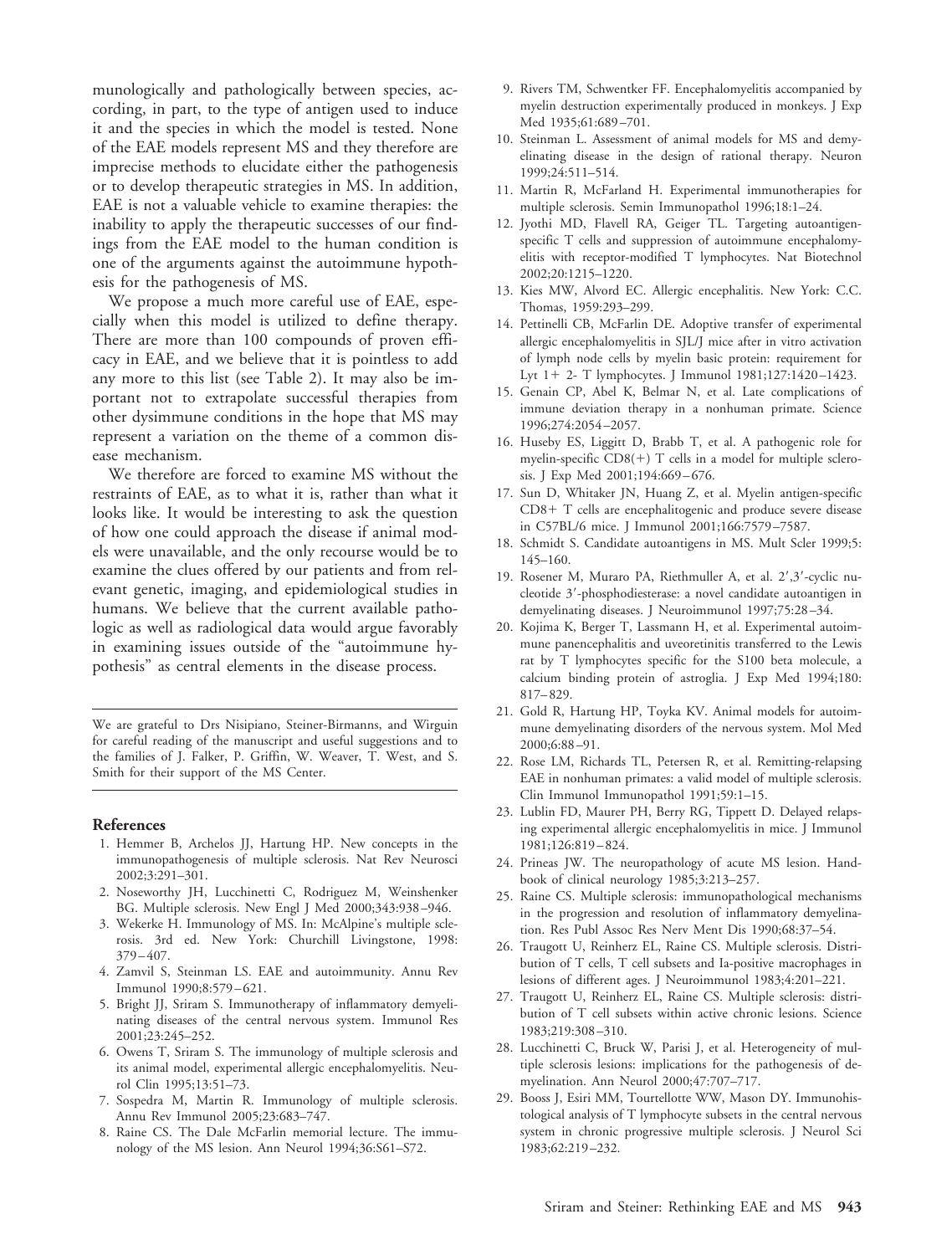munologically and pathologically between species, according, in part, to the type of antigen used to induce it and the species in which the model is tested. None of the EAE models represent MS and they therefore are imprecise methods to elucidate either the pathogenesis or to develop therapeutic strategies in MS. In addition, EAE is not a valuable vehicle to examine therapies: the inability to apply the therapeutic successes of our findings from the EAE model to the human condition is one of the arguments against the autoimmune hypothesis for the pathogenesis of MS.

We propose a much more careful use of EAE, especially when this model is utilized to define therapy. There are more than 100 compounds of proven efficacy in EAE, and we believe that it is pointless to add any more to this list (see Table 2). It may also be important not to extrapolate successful therapies from other dysimmune conditions in the hope that MS may represent a variation on the theme of a common disease mechanism.

We therefore are forced to examine MS without the restraints of EAE, as to what it is, rather than what it looks like. It would be interesting to ask the question of how one could approach the disease if animal models were unavailable, and the only recourse would be to examine the clues offered by our patients and from relevant genetic, imaging, and epidemiological studies in humans. We believe that the current available pathologic as well as radiological data would argue favorably in examining issues outside of the "autoimmune hypothesis" as central elements in the disease process.

---

We are grateful to Drs Nisipiano, Steiner-Birmanns, and Wirguin for careful reading of the manuscript and useful suggestions and to the families of J. Falker, P. Griffin, W. Weaver, T. West, and S. Smith for their support of the MS Center.

---

## References

1. Hemmer B, Archelos JJ, Hartung HP. New concepts in the immunopathogenesis of multiple sclerosis. Nat Rev Neurosci 2002;3:291–301.
2. Noseworthy JH, Lucchinetti C, Rodriguez M, Weinshenker BG. Multiple sclerosis. New Engl J Med 2000;343:938–946.
3. Wekerke H. Immunology of MS. In: McAlpine's multiple sclerosis. 3rd ed. New York: Churchill Livingstone, 1998: 379–407.
4. Zamvil S, Steinman LS. EAE and autoimmunity. Annu Rev Immunol 1990;8:579–621.
5. Bright JJ, Sriram S. Immunotherapy of inflammatory demyelinating diseases of the central nervous system. Immunol Res 2001;23:245–252.
6. Owens T, Sriram S. The immunology of multiple sclerosis and its animal model, experimental allergic encephalomyelitis. Neurol Clin 1995;13:51–73.
7. Sospedra M, Martin R. Immunology of multiple sclerosis. Annu Rev Immunol 2005;23:683–747.
8. Raine CS. The Dale McFarlin memorial lecture. The immunology of the MS lesion. Ann Neurol 1994;36:S61–S72.
9. Rivers TM, Schwentker FF. Encephalomyelitis accompanied by myelin destruction experimentally produced in monkeys. J Exp Med 1935;61:689–701.
10. Steinman L. Assessment of animal models for MS and demyelinating disease in the design of rational therapy. Neuron 1999;24:511–514.
11. Martin R, McFarland H. Experimental immunotherapies for multiple sclerosis. Semin Immunopathol 1996;18:1–24.
12. Jyothi MD, Flavell RA, Geiger TL. Targeting autoantigen-specific T cells and suppression of autoimmune encephalomyelitis with receptor-modified T lymphocytes. Nat Biotechnol 2002;20:1215–1220.
13. Kies MW, Alvord EC. Allergic encephalitis. New York: C.C. Thomas, 1959:293–299.
14. Pettinelli CB, McFarlin DE. Adoptive transfer of experimental allergic encephalomyelitis in SJL/J mice after in vitro activation of lymph node cells by myelin basic protein: requirement for Lyt 1+ 2- T lymphocytes. J Immunol 1981;127:1420–1423.
15. Genain CP, Abel K, Belmar N, et al. Late complications of immune deviation therapy in a nonhuman primate. Science 1996;274:2054–2057.
16. Huseby ES, Liggitt D, Brabb T, et al. A pathogenic role for myelin-specific CD8(+) T cells in a model for multiple sclerosis. J Exp Med 2001;194:669–676.
17. Sun D, Whitaker JN, Huang Z, et al. Myelin antigen-specific CD8+ T cells are encephalitogenic and produce severe disease in C57BL/6 mice. J Immunol 2001;166:7579–7587.
18. Schmidt S. Candidate autoantigens in MS. Mult Scler 1999;5: 145–160.
19. Rosener M, Muraro PA, Riethmuller A, et al. 2′,3′-cyclic nucleotide 3′-phosphodiesterase: a novel candidate autoantigen in demyelinating diseases. J Neuroimmunol 1997;75:28–34.
20. Kojima K, Berger T, Lassmann H, et al. Experimental autoimmune panencephalitis and uveoretinitis transferred to the Lewis rat by T lymphocytes specific for the S100 beta molecule, a calcium binding protein of astroglia. J Exp Med 1994;180: 817–829.
21. Gold R, Hartung HP, Toyka KV. Animal models for autoimmune demyelinating disorders of the nervous system. Mol Med 2000;6:88–91.
22. Rose LM, Richards TL, Petersen R, et al. Remitting-relapsing EAE in nonhuman primates: a valid model of multiple sclerosis. Clin Immunol Immunopathol 1991;59:1–15.
23. Lublin FD, Maurer PH, Berry RG, Tippett D. Delayed relapsing experimental allergic encephalomyelitis in mice. J Immunol 1981;126:819–824.
24. Prineas JW. The neuropathology of acute MS lesion. Handbook of clinical neurology 1985;3:213–257.
25. Raine CS. Multiple sclerosis: immunopathological mechanisms in the progression and resolution of inflammatory demyelination. Res Publ Assoc Res Nerv Ment Dis 1990;68:37–54.
26. Traugott U, Reinherz EL, Raine CS. Multiple sclerosis. Distribution of T cells, T cell subsets and Ia-positive macrophages in lesions of different ages. J Neuroimmunol 1983;4:201–221.
27. Traugott U, Reinherz EL, Raine CS. Multiple sclerosis: distribution of T cell subsets within active chronic lesions. Science 1983;219:308–310.
28. Lucchinetti C, Bruck W, Parisi J, et al. Heterogeneity of multiple sclerosis lesions: implications for the pathogenesis of demyelination. Ann Neurol 2000;47:707–717.
29. Booss J, Esiri MM, Tourtellotte WW, Mason DY. Immunohistological analysis of T lymphocyte subsets in the central nervous system in chronic progressive multiple sclerosis. J Neurol Sci 1983;62:219–232.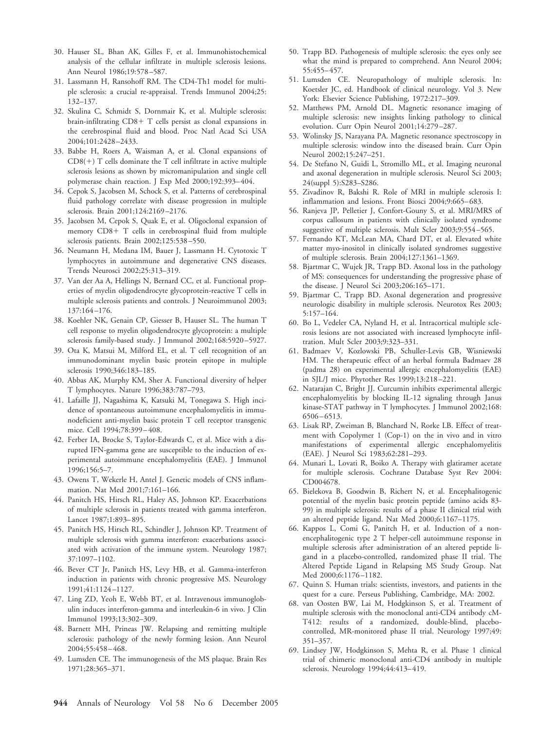30. Hauser SL, Bhan AK, Gilles F, et al. Immunohistochemical analysis of the cellular infiltrate in multiple sclerosis lesions. Ann Neurol 1986;19:578–587.
31. Lassmann H, Ransohoff RM. The CD4-Th1 model for multiple sclerosis: a crucial re-appraisal. Trends Immunol 2004;25: 132–137.
32. Skulina C, Schmidt S, Dornmair K, et al. Multiple sclerosis: brain-infiltrating CD8+ T cells persist as clonal expansions in the cerebrospinal fluid and blood. Proc Natl Acad Sci USA 2004;101:2428–2433.
33. Babbe H, Roers A, Waisman A, et al. Clonal expansions of CD8(+) T cells dominate the T cell infiltrate in active multiple sclerosis lesions as shown by micromanipulation and single cell polymerase chain reaction. J Exp Med 2000;192:393–404.
34. Cepok S, Jacobsen M, Schock S, et al. Patterns of cerebrospinal fluid pathology correlate with disease progression in multiple sclerosis. Brain 2001;124:2169–2176.
35. Jacobsen M, Cepok S, Quak E, et al. Oligoclonal expansion of memory CD8+ T cells in cerebrospinal fluid from multiple sclerosis patients. Brain 2002;125:538–550.
36. Neumann H, Medana IM, Bauer J, Lassmann H. Cytotoxic T lymphocytes in autoimmune and degenerative CNS diseases. Trends Neurosci 2002;25:313–319.
37. Van der Aa A, Hellings N, Bernard CC, et al. Functional properties of myelin oligodendrocyte glycoprotein-reactive T cells in multiple sclerosis patients and controls. J Neuroimmunol 2003; 137:164–176.
38. Koehler NK, Genain CP, Giesser B, Hauser SL. The human T cell response to myelin oligodendrocyte glycoprotein: a multiple sclerosis family-based study. J Immunol 2002;168:5920–5927.
39. Ota K, Matsui M, Milford EL, et al. T cell recognition of an immunodominant myelin basic protein epitope in multiple sclerosis 1990;346:183–185.
40. Abbas AK, Murphy KM, Sher A. Functional diversity of helper T lymphocytes. Nature 1996;383:787–793.
41. Lafaille JJ, Nagashima K, Katsuki M, Tonegawa S. High incidence of spontaneous autoimmune encephalomyelitis in immunodeficient anti-myelin basic protein T cell receptor transgenic mice. Cell 1994;78:399–408.
42. Ferber IA, Brocke S, Taylor-Edwards C, et al. Mice with a disrupted IFN-gamma gene are susceptible to the induction of experimental autoimmune encephalomyelitis (EAE). J Immunol 1996;156:5–7.
43. Owens T, Wekerle H, Antel J. Genetic models of CNS inflammation. Nat Med 2001;7:161–166.
44. Panitch HS, Hirsch RL, Haley AS, Johnson KP. Exacerbations of multiple sclerosis in patients treated with gamma interferon. Lancet 1987;1:893–895.
45. Panitch HS, Hirsch RL, Schindler J, Johnson KP. Treatment of multiple sclerosis with gamma interferon: exacerbations associated with activation of the immune system. Neurology 1987; 37:1097–1102.
46. Bever CT Jr, Panitch HS, Levy HB, et al. Gamma-interferon induction in patients with chronic progressive MS. Neurology 1991;41:1124–1127.
47. Ling ZD, Yeoh E, Webb BT, et al. Intravenous immunoglobulin induces interferon-gamma and interleukin-6 in vivo. J Clin Immunol 1993;13:302–309.
48. Barnett MH, Prineas JW. Relapsing and remitting multiple sclerosis: pathology of the newly forming lesion. Ann Neurol 2004;55:458–468.
49. Lumsden CE. The immunogenesis of the MS plaque. Brain Res 1971;28:365–371.
50. Trapp BD. Pathogenesis of multiple sclerosis: the eyes only see what the mind is prepared to comprehend. Ann Neurol 2004; 55:455–457.
51. Lumsden CE. Neuropathology of multiple sclerosis. In: Koetsler JC, ed. Handbook of clinical neurology. Vol 3. New York: Elsevier Science Publishing, 1972:217–309.
52. Matthews PM, Arnold DL. Magnetic resonance imaging of multiple sclerosis: new insights linking pathology to clinical evolution. Curr Opin Neurol 2001;14:279–287.
53. Wolinsky JS, Narayana PA. Magnetic resonance spectroscopy in multiple sclerosis: window into the diseased brain. Curr Opin Neurol 2002;15:247–251.
54. De Stefano N, Guidi L, Stromillo ML, et al. Imaging neuronal and axonal degeneration in multiple sclerosis. Neurol Sci 2003; 24(suppl 5):S283–S286.
55. Zivadinov R, Bakshi R. Role of MRI in multiple sclerosis I: inflammation and lesions. Front Biosci 2004;9:665–683.
56. Ranjeva JP, Pelletier J, Confort-Gouny S, et al. MRI/MRS of corpus callosum in patients with clinically isolated syndrome suggestive of multiple sclerosis. Mult Scler 2003;9:554–565.
57. Fernando KT, McLean MA, Chard DT, et al. Elevated white matter myo-inositol in clinically isolated syndromes suggestive of multiple sclerosis. Brain 2004;127:1361–1369.
58. Bjartmar C, Wujek JR, Trapp BD. Axonal loss in the pathology of MS: consequences for understanding the progressive phase of the disease. J Neurol Sci 2003;206:165–171.
59. Bjartmar C, Trapp BD. Axonal degeneration and progressive neurologic disability in multiple sclerosis. Neurotox Res 2003; 5:157–164.
60. Bo L, Vedeler CA, Nyland H, et al. Intracortical multiple sclerosis lesions are not associated with increased lymphocyte infiltration. Mult Scler 2003;9:323–331.
61. Badmaev V, Kozlowski PB, Schuller-Levis GB, Wisniewski HM. The therapeutic effect of an herbal formula Badmaev 28 (padma 28) on experimental allergic encephalomyelitis (EAE) in SJL/J mice. Phytother Res 1999;13:218–221.
62. Natarajan C, Bright JJ. Curcumin inhibits experimental allergic encephalomyelitis by blocking IL-12 signaling through Janus kinase-STAT pathway in T lymphocytes. J Immunol 2002;168: 6506–6513.
63. Lisak RP, Zweiman B, Blanchard N, Rorke LB. Effect of treatment with Copolymer 1 (Cop-1) on the in vivo and in vitro manifestations of experimental allergic encephalomyelitis (EAE). J Neurol Sci 1983;62:281–293.
64. Munari L, Lovati R, Boiko A. Therapy with glatiramer acetate for multiple sclerosis. Cochrane Database Syst Rev 2004: CD004678.
65. Bielekova B, Goodwin B, Richert N, et al. Encephalitogenic potential of the myelin basic protein peptide (amino acids 83-99) in multiple sclerosis: results of a phase II clinical trial with an altered peptide ligand. Nat Med 2000;6:1167–1175.
66. Kappos L, Comi G, Panitch H, et al. Induction of a non-encephalitogenic type 2 T helper-cell autoimmune response in multiple sclerosis after administration of an altered peptide ligand in a placebo-controlled, randomized phase II trial. The Altered Peptide Ligand in Relapsing MS Study Group. Nat Med 2000;6:1176–1182.
67. Quinn S. Human trials: scientists, investors, and patients in the quest for a cure. Perseus Publishing, Cambridge, MA: 2002.
68. van Oosten BW, Lai M, Hodgkinson S, et al. Treatment of multiple sclerosis with the monoclonal anti-CD4 antibody cM-T412: results of a randomized, double-blind, placebo-controlled, MR-monitored phase II trial. Neurology 1997;49: 351–357.
69. Lindsey JW, Hodgkinson S, Mehta R, et al. Phase 1 clinical trial of chimeric monoclonal anti-CD4 antibody in multiple sclerosis. Neurology 1994;44:413–419.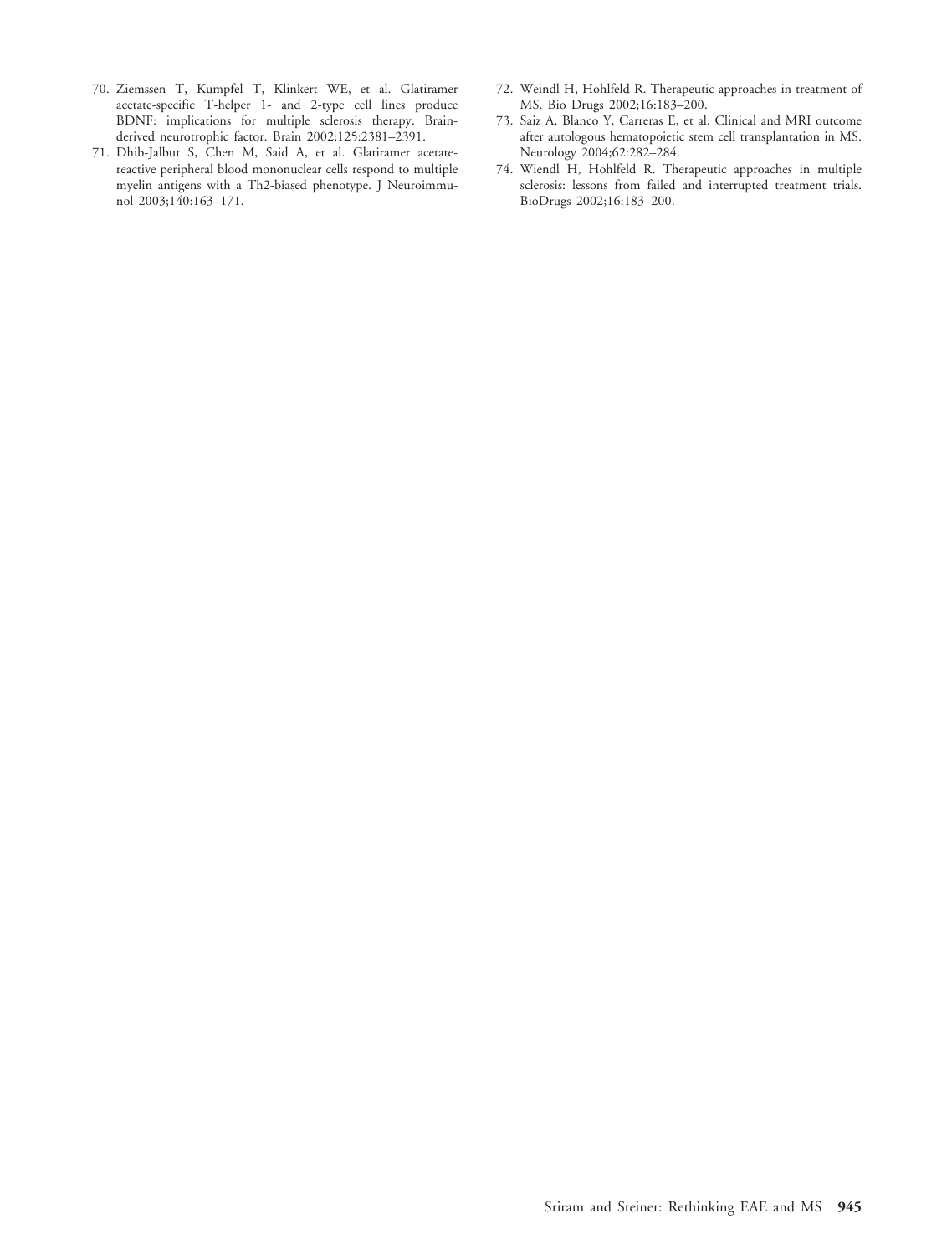70. Ziemssen T, Kumpfel T, Klinkert WE, et al. Glatiramer acetate-specific T-helper 1- and 2-type cell lines produce BDNF: implications for multiple sclerosis therapy. Brain-derived neurotrophic factor. Brain 2002;125:2381–2391.
71. Dhib-Jalbut S, Chen M, Said A, et al. Glatiramer acetate-reactive peripheral blood mononuclear cells respond to multiple myelin antigens with a Th2-biased phenotype. J Neuroimmunol 2003;140:163–171.
72. Weindl H, Hohlfeld R. Therapeutic approaches in treatment of MS. Bio Drugs 2002;16:183–200.
73. Saiz A, Blanco Y, Carreras E, et al. Clinical and MRI outcome after autologous hematopoietic stem cell transplantation in MS. Neurology 2004;62:282–284.
74. Wiendl H, Hohlfeld R. Therapeutic approaches in multiple sclerosis: lessons from failed and interrupted treatment trials. BioDrugs 2002;16:183–200.